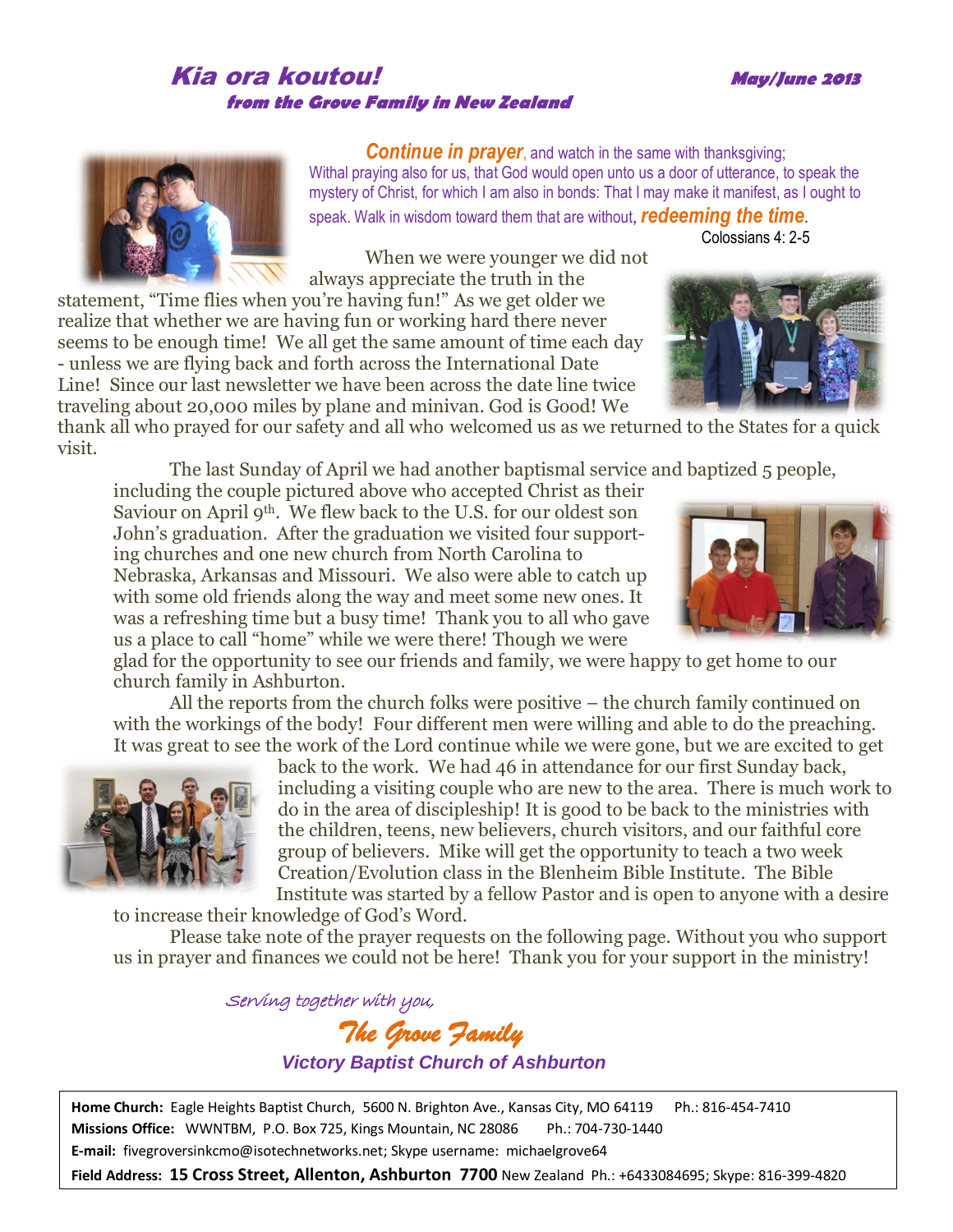# *Kia ora koutou!*

***from the Grove Family in New Zealand***

***May/June 2013***

***Continue in prayer***, and watch in the same with thanksgiving; Withal praying also for us, that God would open unto us a door of utterance, to speak the mystery of Christ, for which I am also in bonds: That I may make it manifest, as I ought to speak. Walk in wisdom toward them that are without, ***redeeming the time***.

Colossians 4: 2-5

When we were younger we did not always appreciate the truth in the statement, "Time flies when you're having fun!" As we get older we realize that whether we are having fun or working hard there never seems to be enough time! We all get the same amount of time each day - unless we are flying back and forth across the International Date Line! Since our last newsletter we have been across the date line twice traveling about 20,000 miles by plane and minivan. God is Good! We thank all who prayed for our safety and all who welcomed us as we returned to the States for a quick visit.

The last Sunday of April we had another baptismal service and baptized 5 people, including the couple pictured above who accepted Christ as their Saviour on April 9th. We flew back to the U.S. for our oldest son John's graduation. After the graduation we visited four supporting churches and one new church from North Carolina to Nebraska, Arkansas and Missouri. We also were able to catch up with some old friends along the way and meet some new ones. It was a refreshing time but a busy time! Thank you to all who gave us a place to call "home" while we were there! Though we were glad for the opportunity to see our friends and family, we were happy to get home to our church family in Ashburton.

All the reports from the church folks were positive – the church family continued on with the workings of the body! Four different men were willing and able to do the preaching. It was great to see the work of the Lord continue while we were gone, but we are excited to get back to the work. We had 46 in attendance for our first Sunday back, including a visiting couple who are new to the area. There is much work to do in the area of discipleship! It is good to be back to the ministries with the children, teens, new believers, church visitors, and our faithful core group of believers. Mike will get the opportunity to teach a two week Creation/Evolution class in the Blenheim Bible Institute. The Bible Institute was started by a fellow Pastor and is open to anyone with a desire to increase their knowledge of God's Word.

Please take note of the prayer requests on the following page. Without you who support us in prayer and finances we could not be here! Thank you for your support in the ministry!

*Serving together with you,*

***The Grove Family***

***Victory Baptist Church of Ashburton***

**Home Church:** Eagle Heights Baptist Church, 5600 N. Brighton Ave., Kansas City, MO 64119 Ph.: 816-454-7410
**Missions Office:** WWNTBM, P.O. Box 725, Kings Mountain, NC 28086 Ph.: 704-730-1440
**E-mail:** fivegroversinkcmo@isotechnetworks.net; Skype username: michaelgrove64
**Field Address:** **15 Cross Street, Allenton, Ashburton 7700** New Zealand Ph.: +6433084695; Skype: 816-399-4820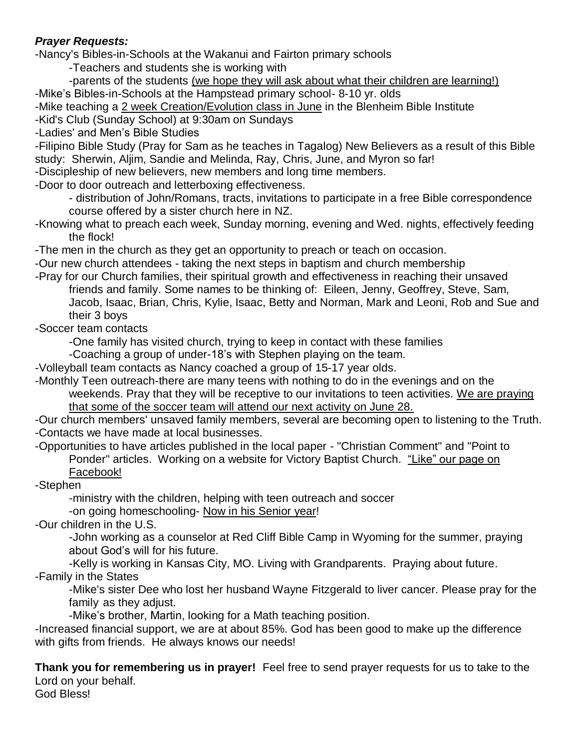***Prayer Requests:***

-Nancy's Bibles-in-Schools at the Wakanui and Fairton primary schools

- -Teachers and students she is working with
- -parents of the students <u>(we hope they will ask about what their children are learning!)</u>

-Mike's Bibles-in-Schools at the Hampstead primary school- 8-10 yr. olds

-Mike teaching a <u>2 week Creation/Evolution class in June</u> in the Blenheim Bible Institute

-Kid's Club (Sunday School) at 9:30am on Sundays

-Ladies' and Men's Bible Studies

-Filipino Bible Study (Pray for Sam as he teaches in Tagalog) New Believers as a result of this Bible study: Sherwin, Aljim, Sandie and Melinda, Ray, Chris, June, and Myron so far!

-Discipleship of new believers, new members and long time members.

-Door to door outreach and letterboxing effectiveness.

- - distribution of John/Romans, tracts, invitations to participate in a free Bible correspondence course offered by a sister church here in NZ.

-Knowing what to preach each week, Sunday morning, evening and Wed. nights, effectively feeding the flock!

-The men in the church as they get an opportunity to preach or teach on occasion.

-Our new church attendees - taking the next steps in baptism and church membership

-Pray for our Church families, their spiritual growth and effectiveness in reaching their unsaved friends and family. Some names to be thinking of: Eileen, Jenny, Geoffrey, Steve, Sam, Jacob, Isaac, Brian, Chris, Kylie, Isaac, Betty and Norman, Mark and Leoni, Rob and Sue and their 3 boys

-Soccer team contacts

- -One family has visited church, trying to keep in contact with these families
- -Coaching a group of under-18's with Stephen playing on the team.

-Volleyball team contacts as Nancy coached a group of 15-17 year olds.

-Monthly Teen outreach-there are many teens with nothing to do in the evenings and on the weekends. Pray that they will be receptive to our invitations to teen activities. <u>We are praying that some of the soccer team will attend our next activity on June 28.</u>

-Our church members' unsaved family members, several are becoming open to listening to the Truth.

-Contacts we have made at local businesses.

-Opportunities to have articles published in the local paper - "Christian Comment" and "Point to Ponder" articles. Working on a website for Victory Baptist Church. <u>"Like" our page on Facebook!</u>

-Stephen

- -ministry with the children, helping with teen outreach and soccer
- -on going homeschooling- <u>Now in his Senior year</u>!

-Our children in the U.S.

- -John working as a counselor at Red Cliff Bible Camp in Wyoming for the summer, praying about God's will for his future.
- -Kelly is working in Kansas City, MO. Living with Grandparents. Praying about future.

-Family in the States

- -Mike's sister Dee who lost her husband Wayne Fitzgerald to liver cancer. Please pray for the family as they adjust.
- -Mike's brother, Martin, looking for a Math teaching position.

-Increased financial support, we are at about 85%. God has been good to make up the difference with gifts from friends. He always knows our needs!

**Thank you for remembering us in prayer!** Feel free to send prayer requests for us to take to the Lord on your behalf.

God Bless!